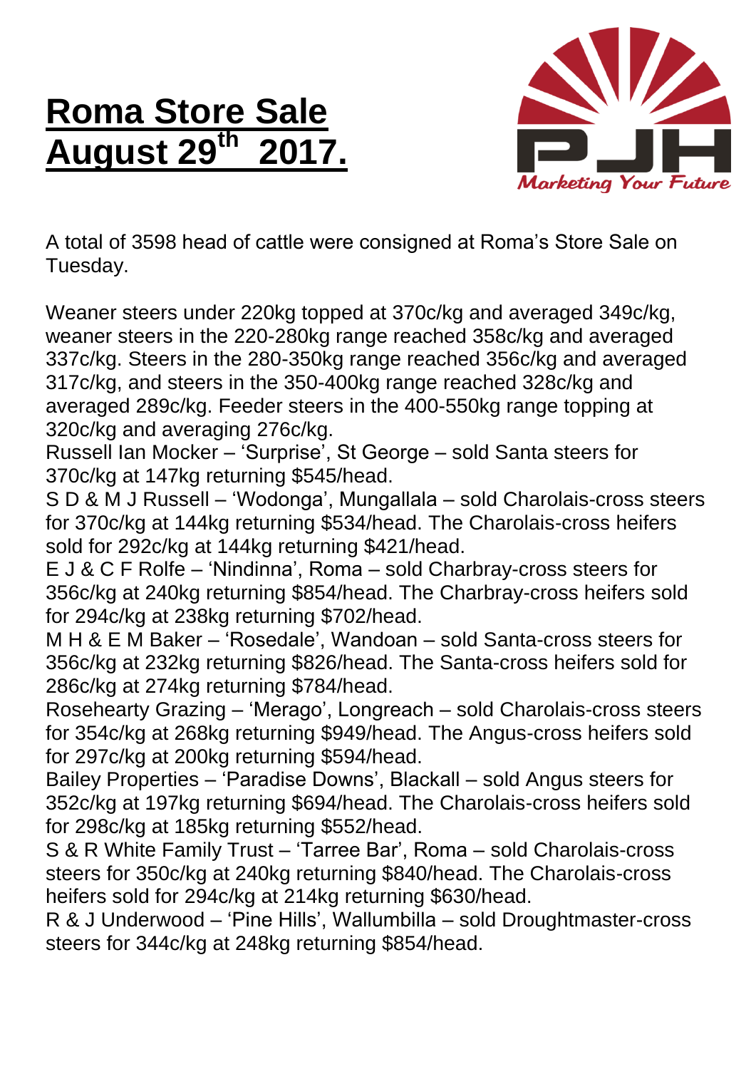# Roma Store Sale August 29th 2017.

PJH Marketing Your Future

A total of 3598 head of cattle were consigned at Roma's Store Sale on Tuesday.

Weaner steers under 220kg topped at 370c/kg and averaged 349c/kg, weaner steers in the 220-280kg range reached 358c/kg and averaged 337c/kg. Steers in the 280-350kg range reached 356c/kg and averaged 317c/kg, and steers in the 350-400kg range reached 328c/kg and averaged 289c/kg. Feeder steers in the 400-550kg range topping at 320c/kg and averaging 276c/kg.

Russell Ian Mocker – 'Surprise', St George – sold Santa steers for 370c/kg at 147kg returning $545/head.

S D & M J Russell – 'Wodonga', Mungallala – sold Charolais-cross steers for 370c/kg at 144kg returning $534/head. The Charolais-cross heifers sold for 292c/kg at 144kg returning $421/head.

E J & C F Rolfe – 'Nindinna', Roma – sold Charbray-cross steers for 356c/kg at 240kg returning $854/head. The Charbray-cross heifers sold for 294c/kg at 238kg returning $702/head.

M H & E M Baker – 'Rosedale', Wandoan – sold Santa-cross steers for 356c/kg at 232kg returning $826/head. The Santa-cross heifers sold for 286c/kg at 274kg returning $784/head.

Rosehearty Grazing – 'Merago', Longreach – sold Charolais-cross steers for 354c/kg at 268kg returning $949/head. The Angus-cross heifers sold for 297c/kg at 200kg returning $594/head.

Bailey Properties – 'Paradise Downs', Blackall – sold Angus steers for 352c/kg at 197kg returning $694/head. The Charolais-cross heifers sold for 298c/kg at 185kg returning $552/head.

S & R White Family Trust – 'Tarree Bar', Roma – sold Charolais-cross steers for 350c/kg at 240kg returning $840/head. The Charolais-cross heifers sold for 294c/kg at 214kg returning $630/head.

R & J Underwood – 'Pine Hills', Wallumbilla – sold Droughtmaster-cross steers for 344c/kg at 248kg returning $854/head.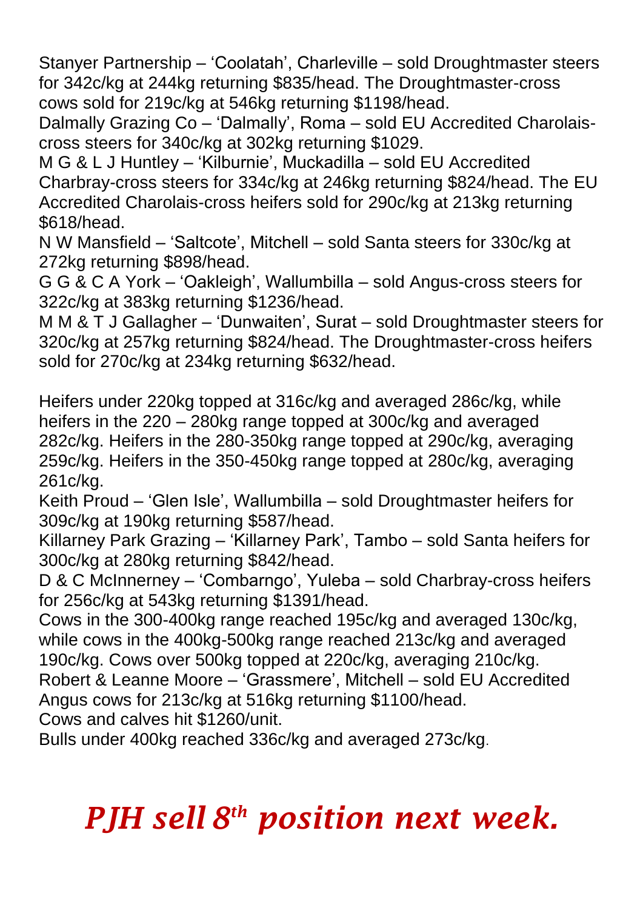Stanyer Partnership – 'Coolatah', Charleville – sold Droughtmaster steers for 342c/kg at 244kg returning $835/head. The Droughtmaster-cross cows sold for 219c/kg at 546kg returning $1198/head.
Dalmally Grazing Co – 'Dalmally', Roma – sold EU Accredited Charolais-cross steers for 340c/kg at 302kg returning $1029.
M G & L J Huntley – 'Kilburnie', Muckadilla – sold EU Accredited Charbray-cross steers for 334c/kg at 246kg returning $824/head. The EU Accredited Charolais-cross heifers sold for 290c/kg at 213kg returning $618/head.
N W Mansfield – 'Saltcote', Mitchell – sold Santa steers for 330c/kg at 272kg returning $898/head.
G G & C A York – 'Oakleigh', Wallumbilla – sold Angus-cross steers for 322c/kg at 383kg returning $1236/head.
M M & T J Gallagher – 'Dunwaiten', Surat – sold Droughtmaster steers for 320c/kg at 257kg returning $824/head. The Droughtmaster-cross heifers sold for 270c/kg at 234kg returning $632/head.

Heifers under 220kg topped at 316c/kg and averaged 286c/kg, while heifers in the 220 – 280kg range topped at 300c/kg and averaged 282c/kg. Heifers in the 280-350kg range topped at 290c/kg, averaging 259c/kg. Heifers in the 350-450kg range topped at 280c/kg, averaging 261c/kg.
Keith Proud – 'Glen Isle', Wallumbilla – sold Droughtmaster heifers for 309c/kg at 190kg returning $587/head.
Killarney Park Grazing – 'Killarney Park', Tambo – sold Santa heifers for 300c/kg at 280kg returning $842/head.
D & C McInnerney – 'Combarngo', Yuleba – sold Charbray-cross heifers for 256c/kg at 543kg returning $1391/head.
Cows in the 300-400kg range reached 195c/kg and averaged 130c/kg, while cows in the 400kg-500kg range reached 213c/kg and averaged 190c/kg. Cows over 500kg topped at 220c/kg, averaging 210c/kg.
Robert & Leanne Moore – 'Grassmere', Mitchell – sold EU Accredited Angus cows for 213c/kg at 516kg returning $1100/head.
Cows and calves hit $1260/unit.
Bulls under 400kg reached 336c/kg and averaged 273c/kg.

***PJH sell 8th position next week.***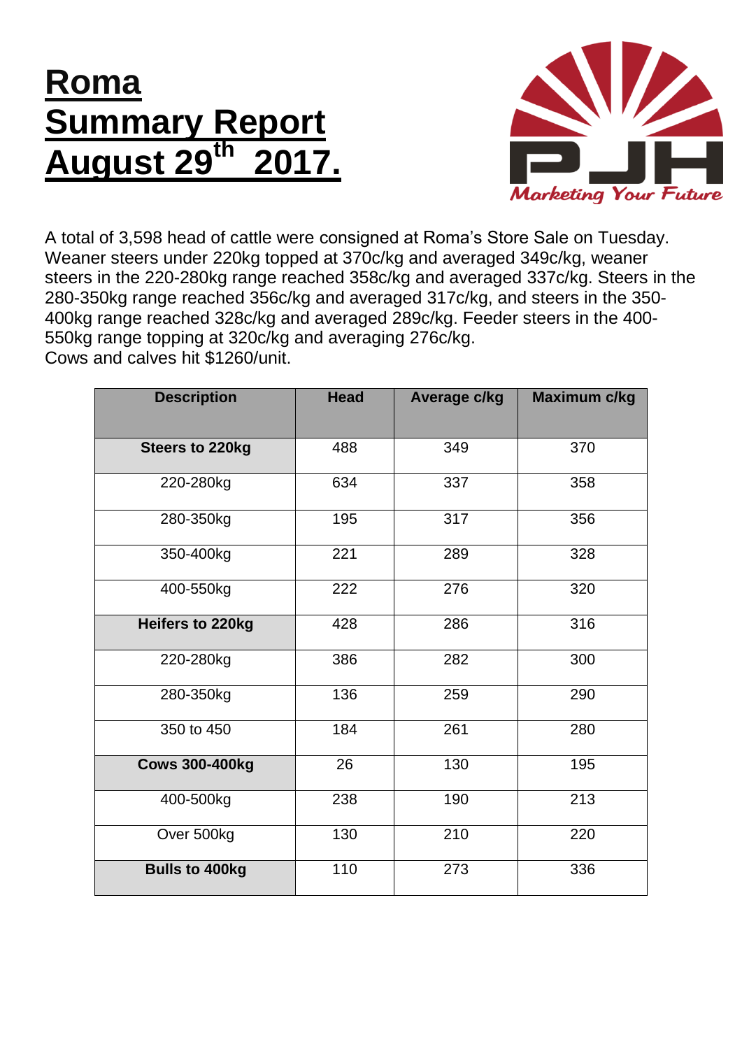# Roma
# Summary Report
# August 29th 2017.

PJH

*Marketing Your Future*

A total of 3,598 head of cattle were consigned at Roma's Store Sale on Tuesday. Weaner steers under 220kg topped at 370c/kg and averaged 349c/kg, weaner steers in the 220-280kg range reached 358c/kg and averaged 337c/kg. Steers in the 280-350kg range reached 356c/kg and averaged 317c/kg, and steers in the 350-400kg range reached 328c/kg and averaged 289c/kg. Feeder steers in the 400-550kg range topping at 320c/kg and averaging 276c/kg.
Cows and calves hit $1260/unit.

| Description | Head | Average c/kg | Maximum c/kg |
|---|---|---|---|
| **Steers to 220kg** | 488 | 349 | 370 |
| 220-280kg | 634 | 337 | 358 |
| 280-350kg | 195 | 317 | 356 |
| 350-400kg | 221 | 289 | 328 |
| 400-550kg | 222 | 276 | 320 |
| **Heifers to 220kg** | 428 | 286 | 316 |
| 220-280kg | 386 | 282 | 300 |
| 280-350kg | 136 | 259 | 290 |
| 350 to 450 | 184 | 261 | 280 |
| **Cows 300-400kg** | 26 | 130 | 195 |
| 400-500kg | 238 | 190 | 213 |
| Over 500kg | 130 | 210 | 220 |
| **Bulls to 400kg** | 110 | 273 | 336 |